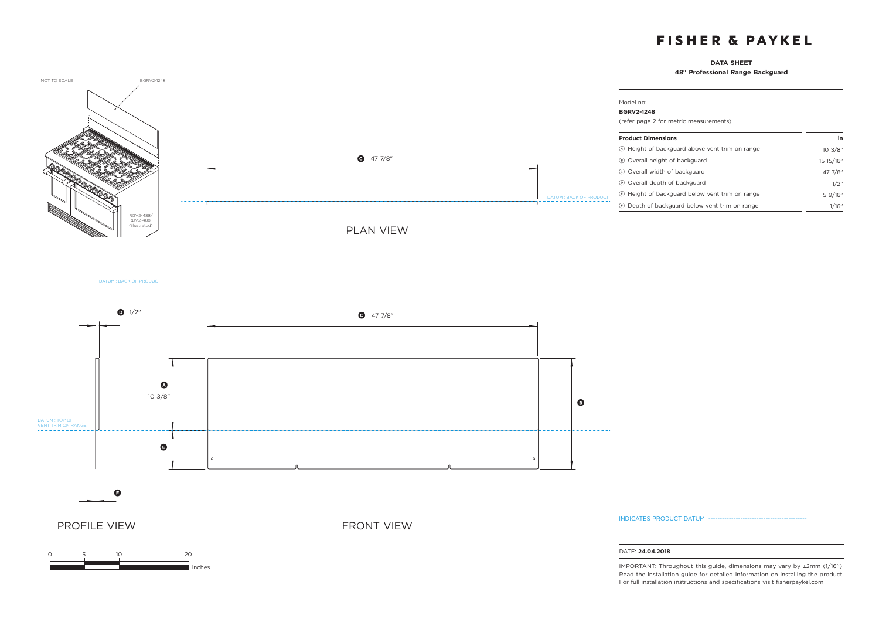# FISHER & PAYKEL

## DATA SHEET

### 48" Professional Range Backguard

Model no:

**BGRV2-1248**

(refer page 2 for metric measurements)

| Product Dimensions | in |
|---|---|
| Ⓐ Height of backguard above vent trim on range | 10 3/8" |
| Ⓑ Overall height of backguard | 15 15/16" |
| Ⓒ Overall width of backguard | 47 7/8" |
| Ⓓ Overall depth of backguard | 1/2" |
| Ⓔ Height of backguard below vent trim on range | 5 9/16" |
| Ⓕ Depth of backguard below vent trim on range | 1/16" |

NOT TO SCALE

BGRV2-1248

RGV2-488/
RDV2-488
(illustrated)

Ⓒ 47 7/8"

DATUM : BACK OF PRODUCT

PLAN VIEW

DATUM : BACK OF PRODUCT

Ⓓ 1/2"

Ⓒ 47 7/8"

Ⓐ 10 3/8"

Ⓑ

DATUM : TOP OF VENT TRIM ON RANGE

Ⓔ

Ⓕ

PROFILE VIEW

FRONT VIEW

0 5 10 20 inches

INDICATES PRODUCT DATUM

DATE: **24.04.2018**

IMPORTANT: Throughout this guide, dimensions may vary by ±2mm (1/16"). Read the installation guide for detailed information on installing the product. For full installation instructions and specifications visit fisherpaykel.com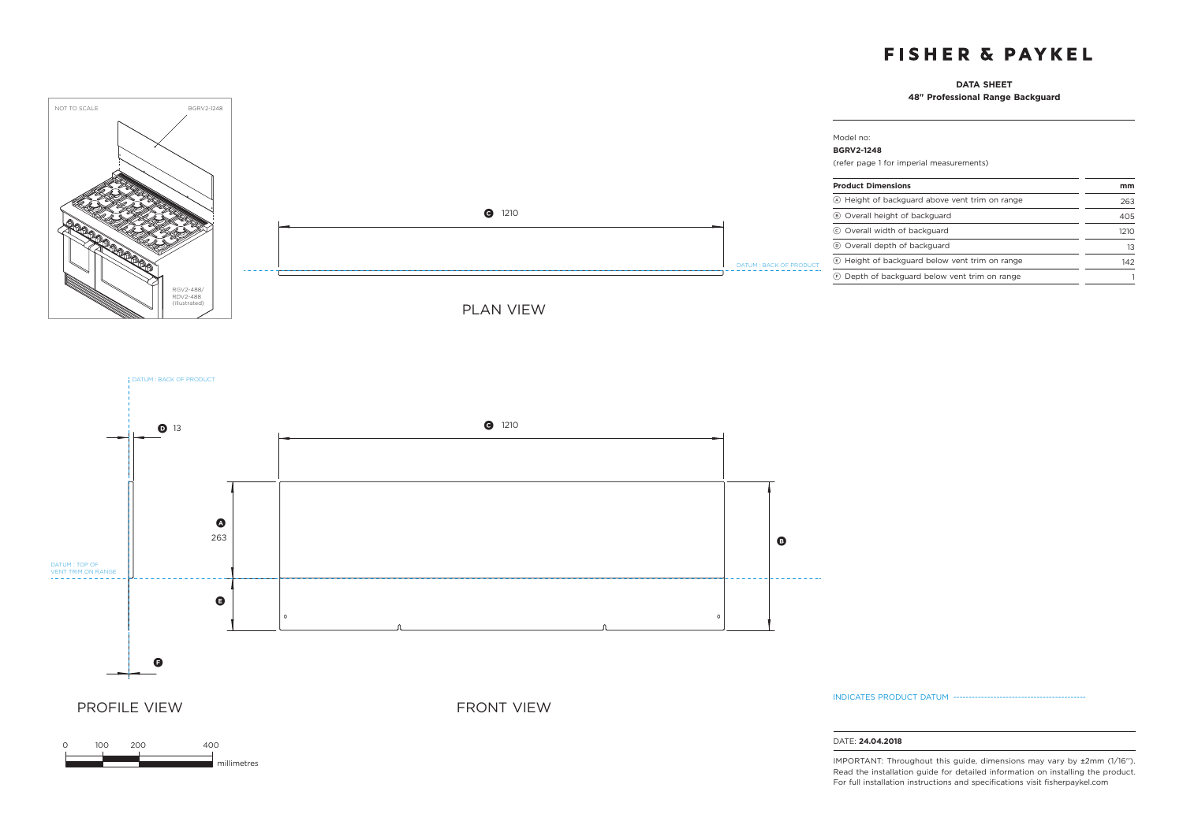# FISHER & PAYKEL

**DATA SHEET**
**48" Professional Range Backguard**

Model no:
**BGRV2-1248**
(refer page 1 for imperial measurements)

| Product Dimensions | mm |
|---|---|
| Ⓐ Height of backguard above vent trim on range | 263 |
| Ⓑ Overall height of backguard | 405 |
| Ⓒ Overall width of backguard | 1210 |
| Ⓓ Overall depth of backguard | 13 |
| Ⓔ Height of backguard below vent trim on range | 142 |
| Ⓕ Depth of backguard below vent trim on range | 1 |

NOT TO SCALE

BGRV2-1248

RGV2-488/
RDV2-488
(illustrated)

C 1210

DATUM : BACK OF PRODUCT

PLAN VIEW

DATUM : BACK OF PRODUCT

D 13

C 1210

A 263

B

DATUM : TOP OF VENT TRIM ON RANGE

E

F

PROFILE VIEW

FRONT VIEW

0 100 200 400
millimetres

INDICATES PRODUCT DATUM

DATE: **24.04.2018**

IMPORTANT: Throughout this guide, dimensions may vary by ±2mm (1/16"). Read the installation guide for detailed information on installing the product. For full installation instructions and specifications visit fisherpaykel.com